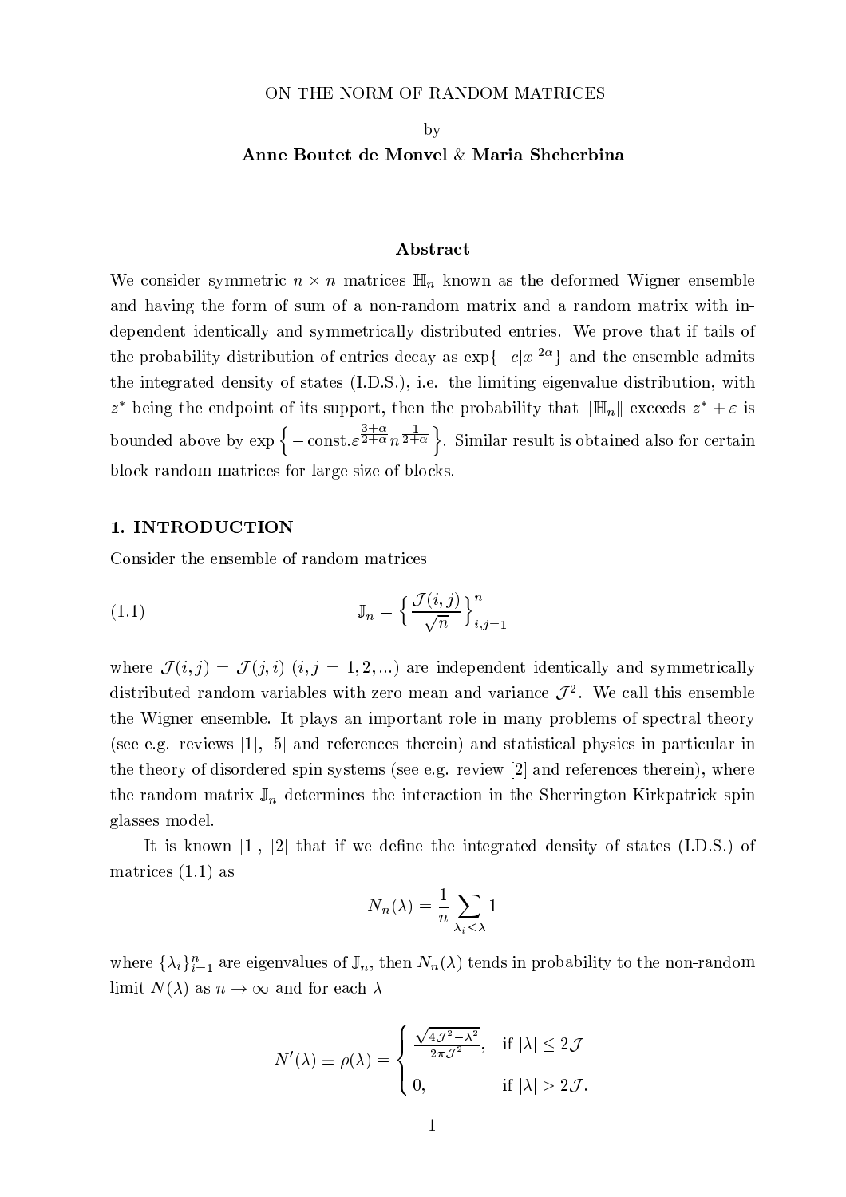# ON THE NORM OF RANDOM MATRICES

by

**Anne Boutet de Monvel & Maria Shcherbina**

## Abstract

We consider symmetric $n \times n$ matrices $\mathbb{H}_n$ known as the deformed Wigner ensemble and having the form of sum of a non-random matrix and a random matrix with independent identically and symmetrically distributed entries. We prove that if tails of the probability distribution of entries decay as $\exp\{-c|x|^{2\alpha}\}$ and the ensemble admits the integrated density of states (I.D.S.), i.e. the limiting eigenvalue distribution, with $z^*$ being the endpoint of its support, then the probability that $\|\mathbb{H}_n\|$ exceeds $z^* + \varepsilon$ is bounded above by $\exp\Big\{-\text{const.}\varepsilon^{\frac{3+\alpha}{2+\alpha}} n^{\frac{1}{2+\alpha}}\Big\}$. Similar result is obtained also for certain block random matrices for large size of blocks.

## 1. INTRODUCTION

Consider the ensemble of random matrices

$$\mathbb{J}_n = \Big\{ \frac{\mathcal{J}(i,j)}{\sqrt{n}} \Big\}_{i,j=1}^{n} \tag{1.1}$$

where $\mathcal{J}(i,j) = \mathcal{J}(j,i)$ $(i,j = 1,2,...)$ are independent identically and symmetrically distributed random variables with zero mean and variance $\mathcal{J}^2$. We call this ensemble the Wigner ensemble. It plays an important role in many problems of spectral theory (see e.g. reviews [1], [5] and references therein) and statistical physics in particular in the theory of disordered spin systems (see e.g. review [2] and references therein), where the random matrix $\mathbb{J}_n$ determines the interaction in the Sherrington-Kirkpatrick spin glasses model.

It is known [1], [2] that if we define the integrated density of states (I.D.S.) of matrices (1.1) as

$$N_n(\lambda) = \frac{1}{n} \sum_{\lambda_i \le \lambda} 1$$

where $\{\lambda_i\}_{i=1}^n$ are eigenvalues of $\mathbb{J}_n$, then $N_n(\lambda)$ tends in probability to the non-random limit $N(\lambda)$ as $n \to \infty$ and for each $\lambda$

$$N'(\lambda) \equiv \rho(\lambda) = \begin{cases} \frac{\sqrt{4\mathcal{J}^2 - \lambda^2}}{2\pi \mathcal{J}^2}, & \text{if } |\lambda| \le 2\mathcal{J} \\ 0, & \text{if } |\lambda| > 2\mathcal{J}. \end{cases}$$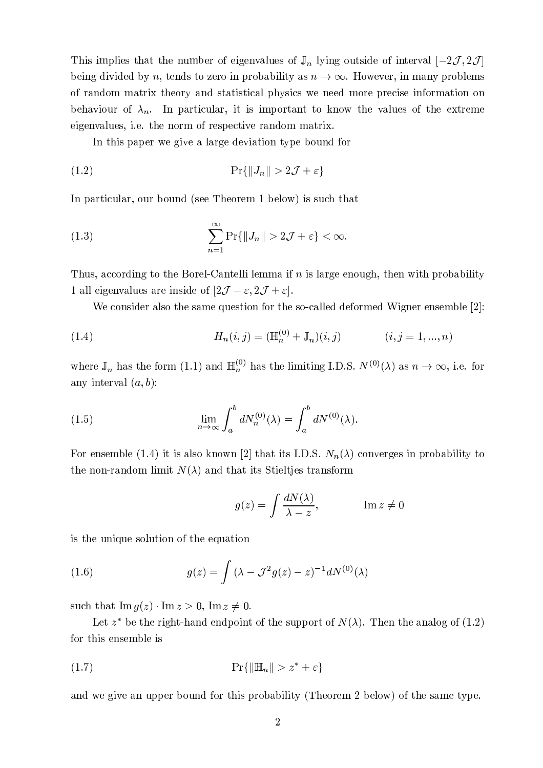This implies that the number of eigenvalues of $\mathbb{J}_n$ lying outside of interval $[-2\mathcal{J}, 2\mathcal{J}]$ being divided by $n$, tends to zero in probability as $n \to \infty$. However, in many problems of random matrix theory and statistical physics we need more precise information on behaviour of $\lambda_n$. In particular, it is important to know the values of the extreme eigenvalues, i.e. the norm of respective random matrix.

In this paper we give a large deviation type bound for

$$\Pr\{\|J_n\| > 2\mathcal{J} + \varepsilon\} \tag{1.2}$$

In particular, our bound (see Theorem 1 below) is such that

$$\sum_{n=1}^{\infty} \Pr\{\|J_n\| > 2\mathcal{J} + \varepsilon\} < \infty. \tag{1.3}$$

Thus, according to the Borel-Cantelli lemma if $n$ is large enough, then with probability 1 all eigenvalues are inside of $[2\mathcal{J} - \varepsilon, 2\mathcal{J} + \varepsilon]$.

We consider also the same question for the so-called deformed Wigner ensemble [2]:

$$H_n(i,j) = (\mathbb{H}_n^{(0)} + \mathbb{J}_n)(i,j) \qquad (i,j = 1, ..., n) \tag{1.4}$$

where $\mathbb{J}_n$ has the form (1.1) and $\mathbb{H}_n^{(0)}$ has the limiting I.D.S. $N^{(0)}(\lambda)$ as $n \to \infty$, i.e. for any interval $(a,b)$:

$$\lim_{n\to\infty} \int_a^b dN_n^{(0)}(\lambda) = \int_a^b dN^{(0)}(\lambda). \tag{1.5}$$

For ensemble (1.4) it is also known [2] that its I.D.S. $N_n(\lambda)$ converges in probability to the non-random limit $N(\lambda)$ and that its Stieltjes transform

$$g(z) = \int \frac{dN(\lambda)}{\lambda - z}, \qquad \operatorname{Im} z \neq 0$$

is the unique solution of the equation

$$g(z) = \int (\lambda - \mathcal{J}^2 g(z) - z)^{-1} dN^{(0)}(\lambda) \tag{1.6}$$

such that $\operatorname{Im} g(z) \cdot \operatorname{Im} z > 0$, $\operatorname{Im} z \neq 0$.

Let $z^*$ be the right-hand endpoint of the support of $N(\lambda)$. Then the analog of (1.2) for this ensemble is

$$\Pr\{\|\mathbb{H}_n\| > z^* + \varepsilon\} \tag{1.7}$$

and we give an upper bound for this probability (Theorem 2 below) of the same type.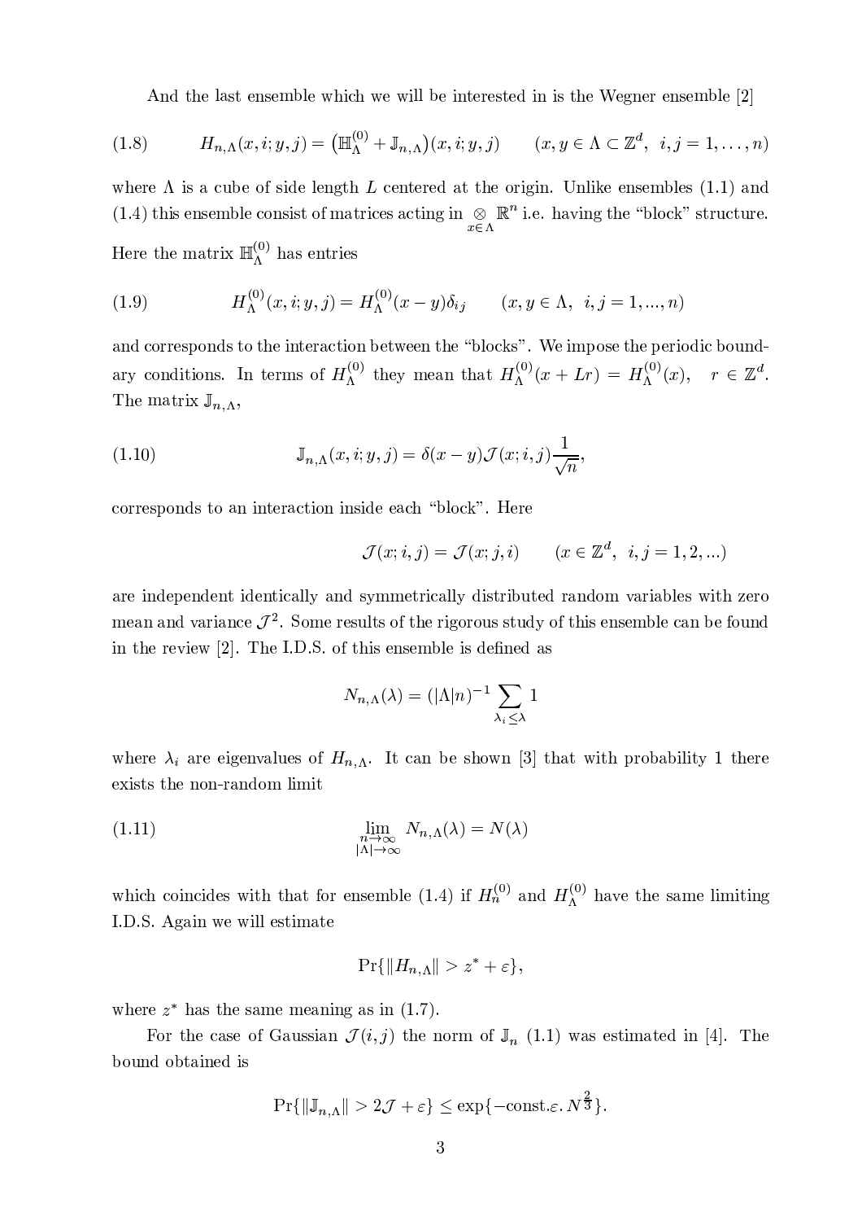And the last ensemble which we will be interested in is the Wegner ensemble [2]

$$
H_{n,\Lambda}(x,i;y,j) = \big(\mathbb{H}^{(0)}_{\Lambda} + \mathbb{J}_{n,\Lambda}\big)(x,i;y,j) \qquad (x,y \in \Lambda \subset \mathbb{Z}^d,\ i,j = 1,\dots,n) \tag{1.8}
$$

where $\Lambda$ is a cube of side length $L$ centered at the origin. Unlike ensembles (1.1) and (1.4) this ensemble consist of matrices acting in $\underset{x\in\Lambda}{\otimes}\mathbb{R}^n$ i.e. having the "block" structure. Here the matrix $\mathbb{H}^{(0)}_{\Lambda}$ has entries

$$
H^{(0)}_{\Lambda}(x,i;y,j) = H^{(0)}_{\Lambda}(x-y)\delta_{ij} \qquad (x,y \in \Lambda,\ i,j = 1,...,n) \tag{1.9}
$$

and corresponds to the interaction between the "blocks". We impose the periodic boundary conditions. In terms of $H^{(0)}_{\Lambda}$ they mean that $H^{(0)}_{\Lambda}(x+Lr) = H^{(0)}_{\Lambda}(x), \quad r \in \mathbb{Z}^d$. The matrix $\mathbb{J}_{n,\Lambda}$,

$$
\mathbb{J}_{n,\Lambda}(x,i;y,j) = \delta(x-y)\mathcal{J}(x;i,j)\frac{1}{\sqrt{n}}, \tag{1.10}
$$

corresponds to an interaction inside each "block". Here

$$
\mathcal{J}(x;i,j) = \mathcal{J}(x;j,i) \qquad (x \in \mathbb{Z}^d,\ i,j = 1,2,...)
$$

are independent identically and symmetrically distributed random variables with zero mean and variance $\mathcal{J}^2$. Some results of the rigorous study of this ensemble can be found in the review [2]. The I.D.S. of this ensemble is defined as

$$
N_{n,\Lambda}(\lambda) = (|\Lambda|n)^{-1}\sum_{\lambda_i \le \lambda} 1
$$

where $\lambda_i$ are eigenvalues of $H_{n,\Lambda}$. It can be shown [3] that with probability 1 there exists the non-random limit

$$
\lim_{\substack{n\to\infty \\ |\Lambda|\to\infty}} N_{n,\Lambda}(\lambda) = N(\lambda) \tag{1.11}
$$

which coincides with that for ensemble (1.4) if $H^{(0)}_n$ and $H^{(0)}_{\Lambda}$ have the same limiting I.D.S. Again we will estimate

$$
\Pr\{\|H_{n,\Lambda}\| > z^* + \varepsilon\},
$$

where $z^*$ has the same meaning as in (1.7).

For the case of Gaussian $\mathcal{J}(i,j)$ the norm of $\mathbb{J}_n$ (1.1) was estimated in [4]. The bound obtained is

$$
\Pr\{\|\mathbb{J}_{n,\Lambda}\| > 2\mathcal{J} + \varepsilon\} \le \exp\{-\mathrm{const.}\varepsilon.\, N^{\frac{2}{3}}\}.
$$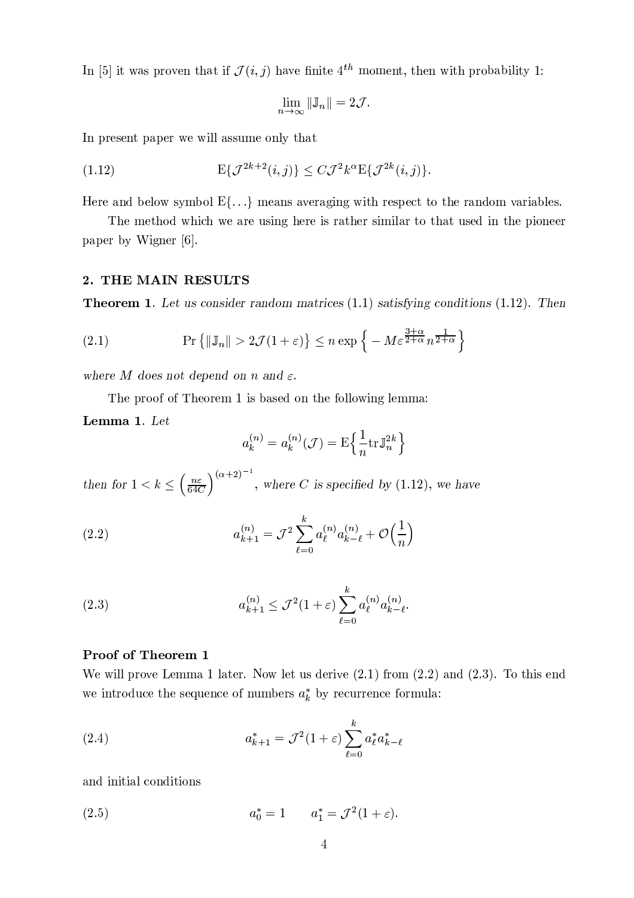In [5] it was proven that if $\mathcal{J}(i,j)$ have finite $4^{th}$ moment, then with probability 1:

$$\lim_{n\to\infty} \|\mathbb{J}_n\| = 2\mathcal{J}.$$

In present paper we will assume only that

$$\mathrm{E}\{\mathcal{J}^{2k+2}(i,j)\} \le C\mathcal{J}^2 k^{\alpha} \mathrm{E}\{\mathcal{J}^{2k}(i,j)\}. \tag{1.12}$$

Here and below symbol $\mathrm{E}\{\ldots\}$ means averaging with respect to the random variables.

The method which we are using here is rather similar to that used in the pioneer paper by Wigner [6].

## 2. THE MAIN RESULTS

**Theorem 1**. *Let us consider random matrices (1.1) satisfying conditions (1.12). Then*

$$\Pr\left\{\|\mathbb{J}_n\| > 2\mathcal{J}(1+\varepsilon)\right\} \le n \exp\left\{ -M\varepsilon^{\frac{3+\alpha}{2+\alpha}} n^{\frac{1}{2+\alpha}}\right\} \tag{2.1}$$

*where $M$ does not depend on $n$ and $\varepsilon$.*

The proof of Theorem 1 is based on the following lemma:

**Lemma 1**. *Let*

$$a_k^{(n)} = a_k^{(n)}(\mathcal{J}) = \mathrm{E}\Big\{\frac{1}{n}\mathrm{tr}\,\mathbb{J}_n^{2k}\Big\}$$

*then for $1 < k \le \left(\frac{n\varepsilon}{64C}\right)^{(\alpha+2)^{-1}}$, where $C$ is specified by (1.12), we have*

$$a_{k+1}^{(n)} = \mathcal{J}^2 \sum_{\ell=0}^{k} a_\ell^{(n)} a_{k-\ell}^{(n)} + \mathcal{O}\Big(\frac{1}{n}\Big) \tag{2.2}$$

$$a_{k+1}^{(n)} \le \mathcal{J}^2(1+\varepsilon) \sum_{\ell=0}^{k} a_\ell^{(n)} a_{k-\ell}^{(n)}. \tag{2.3}$$

**Proof of Theorem 1**

We will prove Lemma 1 later. Now let us derive (2.1) from (2.2) and (2.3). To this end we introduce the sequence of numbers $a_k^*$ by recurrence formula:

$$a_{k+1}^* = \mathcal{J}^2(1+\varepsilon) \sum_{\ell=0}^{k} a_\ell^* a_{k-\ell}^* \tag{2.4}$$

and initial conditions

$$a_0^* = 1 \qquad a_1^* = \mathcal{J}^2(1+\varepsilon). \tag{2.5}$$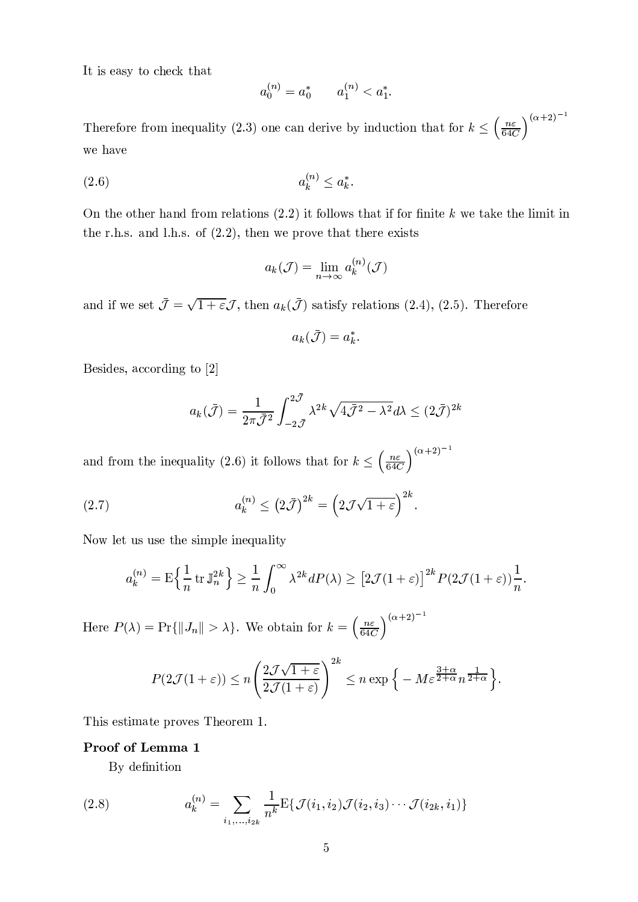It is easy to check that

$$a_0^{(n)} = a_0^* \qquad a_1^{(n)} < a_1^*.$$

Therefore from inequality (2.3) one can derive by induction that for $k \leq \left(\frac{n\varepsilon}{64C}\right)^{(\alpha+2)^{-1}}$ we have

$$a_k^{(n)} \leq a_k^*. \tag{2.6}$$

On the other hand from relations (2.2) it follows that if for finite $k$ we take the limit in the r.h.s. and l.h.s. of (2.2), then we prove that there exists

$$a_k(\mathcal{J}) = \lim_{n\to\infty} a_k^{(n)}(\mathcal{J})$$

and if we set $\bar{\mathcal{J}} = \sqrt{1+\varepsilon}\mathcal{J}$, then $a_k(\bar{\mathcal{J}})$ satisfy relations (2.4), (2.5). Therefore

$$a_k(\bar{\mathcal{J}}) = a_k^*.$$

Besides, according to [2]

$$a_k(\bar{\mathcal{J}}) = \frac{1}{2\pi\bar{\mathcal{J}}^2}\int_{-2\bar{\mathcal{J}}}^{2\bar{\mathcal{J}}} \lambda^{2k}\sqrt{4\bar{\mathcal{J}}^2 - \lambda^2}\, d\lambda \leq (2\bar{\mathcal{J}})^{2k}$$

and from the inequality (2.6) it follows that for $k \leq \left(\frac{n\varepsilon}{64C}\right)^{(\alpha+2)^{-1}}$

$$a_k^{(n)} \leq \left(2\bar{\mathcal{J}}\right)^{2k} = \left(2\mathcal{J}\sqrt{1+\varepsilon}\right)^{2k}. \tag{2.7}$$

Now let us use the simple inequality

$$a_k^{(n)} = \mathrm{E}\Big\{\frac{1}{n}\,\mathrm{tr}\,\mathbb{J}_n^{2k}\Big\} \geq \frac{1}{n}\int_0^\infty \lambda^{2k}\, dP(\lambda) \geq \left[2\mathcal{J}(1+\varepsilon)\right]^{2k} P(2\mathcal{J}(1+\varepsilon))\frac{1}{n}.$$

Here $P(\lambda) = \Pr\{\|J_n\| > \lambda\}$. We obtain for $k = \left(\frac{n\varepsilon}{64C}\right)^{(\alpha+2)^{-1}}$

$$P(2\mathcal{J}(1+\varepsilon)) \leq n\left(\frac{2\mathcal{J}\sqrt{1+\varepsilon}}{2\mathcal{J}(1+\varepsilon)}\right)^{2k} \leq n\exp\Big\{-M\varepsilon^{\frac{3+\alpha}{2+\alpha}} n^{\frac{1}{2+\alpha}}\Big\}.$$

This estimate proves Theorem 1.

**Proof of Lemma 1**

By definition

$$a_k^{(n)} = \sum_{i_1,\ldots,i_{2k}} \frac{1}{n^k}\mathrm{E}\{\mathcal{J}(i_1,i_2)\mathcal{J}(i_2,i_3)\cdots\mathcal{J}(i_{2k},i_1)\} \tag{2.8}$$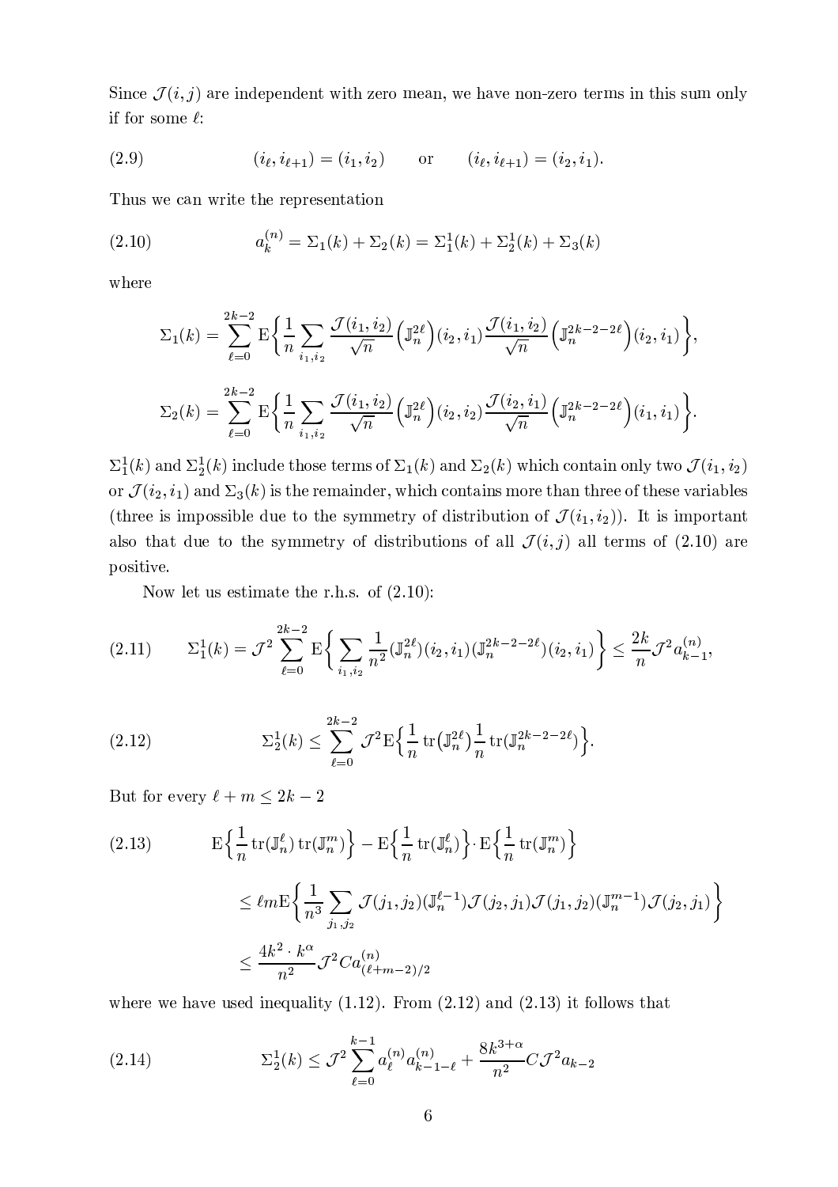Since $\mathcal{J}(i,j)$ are independent with zero mean, we have non-zero terms in this sum only if for some $\ell$:

$$
(i_\ell, i_{\ell+1}) = (i_1, i_2) \qquad \text{or} \qquad (i_\ell, i_{\ell+1}) = (i_2, i_1). \tag{2.9}
$$

Thus we can write the representation

$$
a_k^{(n)} = \Sigma_1(k) + \Sigma_2(k) = \Sigma_1^1(k) + \Sigma_2^1(k) + \Sigma_3(k) \tag{2.10}
$$

where

$$
\Sigma_1(k) = \sum_{\ell=0}^{2k-2} \mathrm{E}\Big\{ \frac{1}{n} \sum_{i_1, i_2} \frac{\mathcal{J}(i_1,i_2)}{\sqrt{n}} \Big(\mathbb{J}_n^{2\ell}\Big)(i_2, i_1) \frac{\mathcal{J}(i_1,i_2)}{\sqrt{n}} \Big(\mathbb{J}_n^{2k-2-2\ell}\Big)(i_2, i_1) \Big\},
$$

$$
\Sigma_2(k) = \sum_{\ell=0}^{2k-2} \mathrm{E}\Big\{ \frac{1}{n} \sum_{i_1, i_2} \frac{\mathcal{J}(i_1,i_2)}{\sqrt{n}} \Big(\mathbb{J}_n^{2\ell}\Big)(i_2, i_2) \frac{\mathcal{J}(i_2,i_1)}{\sqrt{n}} \Big(\mathbb{J}_n^{2k-2-2\ell}\Big)(i_1, i_1) \Big\}.
$$

$\Sigma_1^1(k)$ and $\Sigma_2^1(k)$ include those terms of $\Sigma_1(k)$ and $\Sigma_2(k)$ which contain only two $\mathcal{J}(i_1,i_2)$ or $\mathcal{J}(i_2,i_1)$ and $\Sigma_3(k)$ is the remainder, which contains more than three of these variables (three is impossible due to the symmetry of distribution of $\mathcal{J}(i_1,i_2)$). It is important also that due to the symmetry of distributions of all $\mathcal{J}(i,j)$ all terms of (2.10) are positive.

Now let us estimate the r.h.s. of (2.10):

$$
\Sigma_1^1(k) = \mathcal{J}^2 \sum_{\ell=0}^{2k-2} \mathrm{E}\Big\{ \sum_{i_1,i_2} \frac{1}{n^2} (\mathbb{J}_n^{2\ell})(i_2,i_1)(\mathbb{J}_n^{2k-2-2\ell})(i_2,i_1) \Big\} \le \frac{2k}{n} \mathcal{J}^2 a_{k-1}^{(n)}, \tag{2.11}
$$

$$
\Sigma_2^1(k) \le \sum_{\ell=0}^{2k-2} \mathcal{J}^2 \mathrm{E}\Big\{ \frac{1}{n} \operatorname{tr}\big(\mathbb{J}_n^{2\ell}\big) \frac{1}{n} \operatorname{tr}(\mathbb{J}_n^{2k-2-2\ell}) \Big\}. \tag{2.12}
$$

But for every $\ell + m \le 2k-2$

$$
\begin{aligned}
&\mathrm{E}\Big\{ \frac{1}{n} \operatorname{tr}(\mathbb{J}_n^{\ell}) \operatorname{tr}(\mathbb{J}_n^{m}) \Big\} - \mathrm{E}\Big\{ \frac{1}{n} \operatorname{tr}(\mathbb{J}_n^{\ell}) \Big\} \cdot \mathrm{E}\Big\{ \frac{1}{n} \operatorname{tr}(\mathbb{J}_n^{m}) \Big\} \\
&\qquad \le \ell m \mathrm{E}\Big\{ \frac{1}{n^3} \sum_{j_1, j_2} \mathcal{J}(j_1,j_2)(\mathbb{J}_n^{\ell-1}) \mathcal{J}(j_2,j_1) \mathcal{J}(j_1,j_2)(\mathbb{J}_n^{m-1}) \mathcal{J}(j_2,j_1) \Big\} \\
&\qquad \le \frac{4k^2 \cdot k^\alpha}{n^2} \mathcal{J}^2 C a_{(\ell+m-2)/2}^{(n)}
\end{aligned} \tag{2.13}
$$

where we have used inequality (1.12). From (2.12) and (2.13) it follows that

$$
\Sigma_2^1(k) \le \mathcal{J}^2 \sum_{\ell=0}^{k-1} a_\ell^{(n)} a_{k-1-\ell}^{(n)} + \frac{8k^{3+\alpha}}{n^2} C \mathcal{J}^2 a_{k-2} \tag{2.14}
$$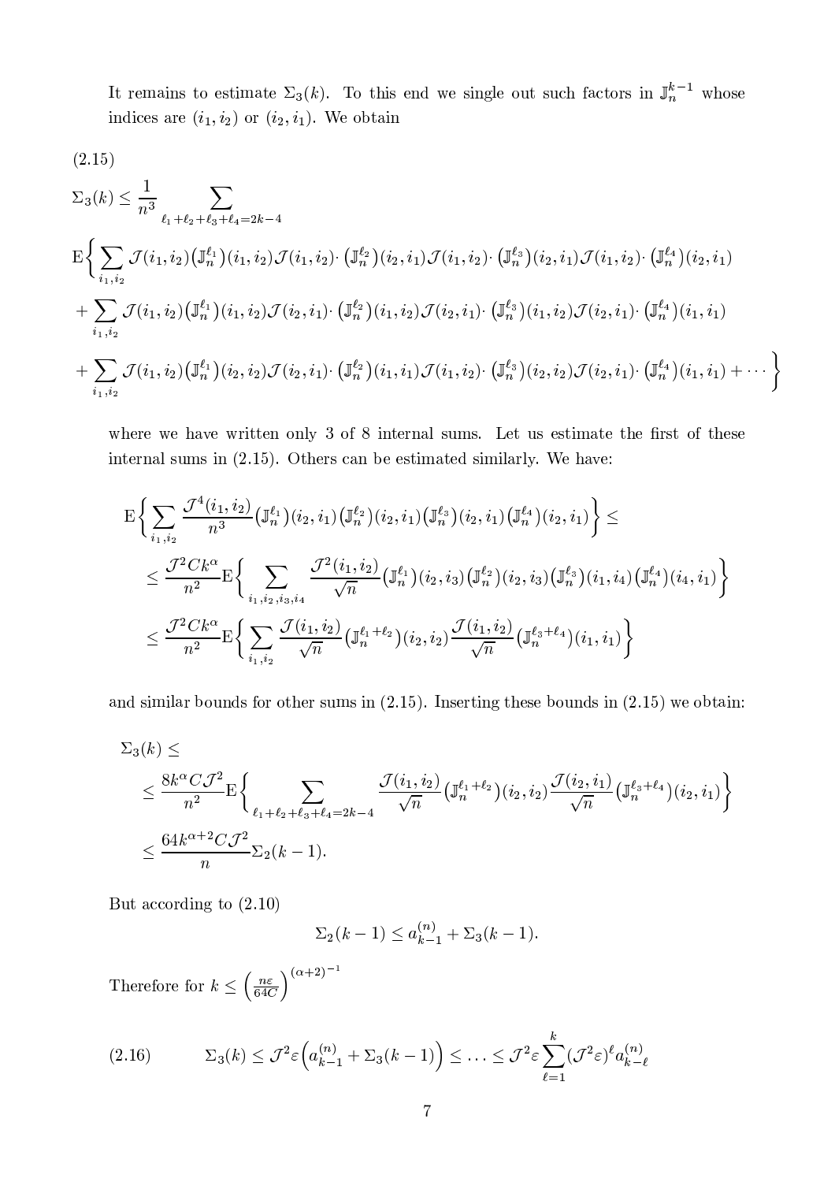It remains to estimate $\Sigma_3(k)$. To this end we single out such factors in $\mathbb{J}_n^{k-1}$ whose indices are $(i_1, i_2)$ or $(i_2, i_1)$. We obtain

(2.15)

$$
\begin{aligned}
&\Sigma_3(k) \le \frac{1}{n^3} \sum_{\ell_1+\ell_2+\ell_3+\ell_4=2k-4} \\
&\mathrm{E}\Big\{ \sum_{i_1,i_2} \mathcal{J}(i_1,i_2)\big(\mathbb{J}_n^{\ell_1}\big)(i_1,i_2)\mathcal{J}(i_1,i_2)\cdot \big(\mathbb{J}_n^{\ell_2}\big)(i_2,i_1)\mathcal{J}(i_1,i_2)\cdot \big(\mathbb{J}_n^{\ell_3}\big)(i_2,i_1)\mathcal{J}(i_1,i_2)\cdot \big(\mathbb{J}_n^{\ell_4}\big)(i_2,i_1) \\
&+ \sum_{i_1,i_2} \mathcal{J}(i_1,i_2)\big(\mathbb{J}_n^{\ell_1}\big)(i_1,i_2)\mathcal{J}(i_2,i_1)\cdot \big(\mathbb{J}_n^{\ell_2}\big)(i_1,i_2)\mathcal{J}(i_2,i_1)\cdot \big(\mathbb{J}_n^{\ell_3}\big)(i_1,i_2)\mathcal{J}(i_2,i_1)\cdot \big(\mathbb{J}_n^{\ell_4}\big)(i_1,i_1) \\
&+ \sum_{i_1,i_2} \mathcal{J}(i_1,i_2)\big(\mathbb{J}_n^{\ell_1}\big)(i_2,i_2)\mathcal{J}(i_2,i_1)\cdot \big(\mathbb{J}_n^{\ell_2}\big)(i_1,i_1)\mathcal{J}(i_1,i_2)\cdot \big(\mathbb{J}_n^{\ell_3}\big)(i_2,i_2)\mathcal{J}(i_2,i_1)\cdot \big(\mathbb{J}_n^{\ell_4}\big)(i_1,i_1) + \cdots \Big\}
\end{aligned}
$$

where we have written only 3 of 8 internal sums. Let us estimate the first of these internal sums in (2.15). Others can be estimated similarly. We have:

$$
\begin{aligned}
&\mathrm{E}\Big\{ \sum_{i_1,i_2} \frac{\mathcal{J}^4(i_1,i_2)}{n^3}\big(\mathbb{J}_n^{\ell_1}\big)(i_2,i_1)\big(\mathbb{J}_n^{\ell_2}\big)(i_2,i_1)\big(\mathbb{J}_n^{\ell_3}\big)(i_2,i_1)\big(\mathbb{J}_n^{\ell_4}\big)(i_2,i_1)\Big\} \le \\
&\le \frac{\mathcal{J}^2 C k^\alpha}{n^2}\mathrm{E}\Big\{ \sum_{i_1,i_2,i_3,i_4} \frac{\mathcal{J}^2(i_1,i_2)}{\sqrt{n}}\big(\mathbb{J}_n^{\ell_1}\big)(i_2,i_3)\big(\mathbb{J}_n^{\ell_2}\big)(i_2,i_3)\big(\mathbb{J}_n^{\ell_3}\big)(i_1,i_4)\big(\mathbb{J}_n^{\ell_4}\big)(i_4,i_1)\Big\} \\
&\le \frac{\mathcal{J}^2 C k^\alpha}{n^2}\mathrm{E}\Big\{ \sum_{i_1,i_2} \frac{\mathcal{J}(i_1,i_2)}{\sqrt{n}}\big(\mathbb{J}_n^{\ell_1+\ell_2}\big)(i_2,i_2)\frac{\mathcal{J}(i_1,i_2)}{\sqrt{n}}\big(\mathbb{J}_n^{\ell_3+\ell_4}\big)(i_1,i_1)\Big\}
\end{aligned}
$$

and similar bounds for other sums in (2.15). Inserting these bounds in (2.15) we obtain:

$$
\begin{aligned}
&\Sigma_3(k) \le \\
&\le \frac{8k^\alpha C\mathcal{J}^2}{n^2}\mathrm{E}\Big\{ \sum_{\ell_1+\ell_2+\ell_3+\ell_4=2k-4} \frac{\mathcal{J}(i_1,i_2)}{\sqrt{n}}\big(\mathbb{J}_n^{\ell_1+\ell_2}\big)(i_2,i_2)\frac{\mathcal{J}(i_2,i_1)}{\sqrt{n}}\big(\mathbb{J}_n^{\ell_3+\ell_4}\big)(i_2,i_1)\Big\} \\
&\le \frac{64k^{\alpha+2}C\mathcal{J}^2}{n}\Sigma_2(k-1).
\end{aligned}
$$

But according to (2.10)

$$\Sigma_2(k-1) \le a_{k-1}^{(n)} + \Sigma_3(k-1).$$

Therefore for $k \le \left(\frac{n\varepsilon}{64C}\right)^{(\alpha+2)^{-1}}$

$$
\Sigma_3(k) \le \mathcal{J}^2\varepsilon\Big(a_{k-1}^{(n)} + \Sigma_3(k-1)\Big) \le \ldots \le \mathcal{J}^2\varepsilon\sum_{\ell=1}^{k}(\mathcal{J}^2\varepsilon)^\ell a_{k-\ell}^{(n)} \tag{2.16}
$$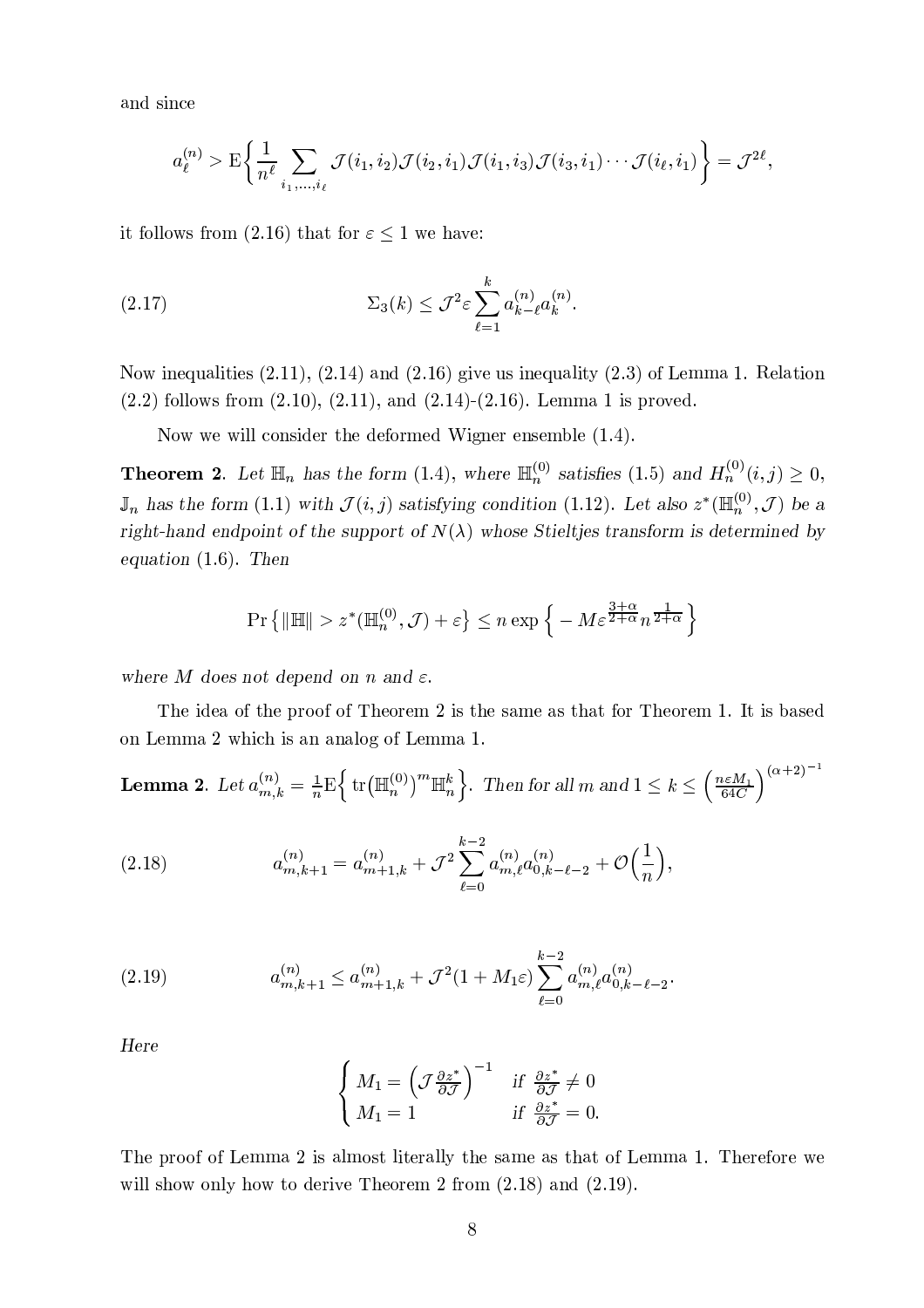and since

$$a_\ell^{(n)} > \mathrm{E}\Big\{ \frac{1}{n^\ell} \sum_{i_1,\dots,i_\ell} \mathcal{J}(i_1,i_2)\mathcal{J}(i_2,i_1)\mathcal{J}(i_1,i_3)\mathcal{J}(i_3,i_1)\cdots\mathcal{J}(i_\ell,i_1)\Big\} = \mathcal{J}^{2\ell},$$

it follows from (2.16) that for $\varepsilon \le 1$ we have:

$$\Sigma_3(k) \le \mathcal{J}^2 \varepsilon \sum_{\ell=1}^{k} a_{k-\ell}^{(n)} a_k^{(n)}. \tag{2.17}$$

Now inequalities (2.11), (2.14) and (2.16) give us inequality (2.3) of Lemma 1. Relation (2.2) follows from (2.10), (2.11), and (2.14)-(2.16). Lemma 1 is proved.

Now we will consider the deformed Wigner ensemble (1.4).

**Theorem 2**. *Let $\mathbb{H}_n$ has the form (1.4), where $\mathbb{H}_n^{(0)}$ satisfies (1.5) and $H_n^{(0)}(i,j) \ge 0$, $\mathbb{J}_n$ has the form (1.1) with $\mathcal{J}(i,j)$ satisfying condition (1.12). Let also $z^*(\mathbb{H}_n^{(0)}, \mathcal{J})$ be a right-hand endpoint of the support of $N(\lambda)$ whose Stieltjes transform is determined by equation (1.6). Then*

$$\Pr\big\{ \|\mathbb{H}\| > z^*(\mathbb{H}_n^{(0)}, \mathcal{J}) + \varepsilon \big\} \le n \exp\Big\{ -M \varepsilon^{\frac{3+\alpha}{2+\alpha}} n^{\frac{1}{2+\alpha}} \Big\}$$

*where $M$ does not depend on $n$ and $\varepsilon$.*

The idea of the proof of Theorem 2 is the same as that for Theorem 1. It is based on Lemma 2 which is an analog of Lemma 1.

**Lemma 2**. *Let $a_{m,k}^{(n)} = \frac{1}{n}\mathrm{E}\Big\{ \operatorname{tr}\big(\mathbb{H}_n^{(0)}\big)^m \mathbb{H}_n^k \Big\}$. Then for all $m$ and $1 \le k \le \Big(\frac{n\varepsilon M_1}{64C}\Big)^{(\alpha+2)^{-1}}$*

$$a_{m,k+1}^{(n)} = a_{m+1,k}^{(n)} + \mathcal{J}^2 \sum_{\ell=0}^{k-2} a_{m,\ell}^{(n)} a_{0,k-\ell-2}^{(n)} + \mathcal{O}\Big(\frac{1}{n}\Big), \tag{2.18}$$

$$a_{m,k+1}^{(n)} \le a_{m+1,k}^{(n)} + \mathcal{J}^2(1 + M_1\varepsilon) \sum_{\ell=0}^{k-2} a_{m,\ell}^{(n)} a_{0,k-\ell-2}^{(n)}. \tag{2.19}$$

*Here*

$$\begin{cases} M_1 = \Big(\mathcal{J}\frac{\partial z^*}{\partial \mathcal{J}}\Big)^{-1} & \text{if } \frac{\partial z^*}{\partial \mathcal{J}} \ne 0 \\ M_1 = 1 & \text{if } \frac{\partial z^*}{\partial \mathcal{J}} = 0. \end{cases}$$

The proof of Lemma 2 is almost literally the same as that of Lemma 1. Therefore we will show only how to derive Theorem 2 from (2.18) and (2.19).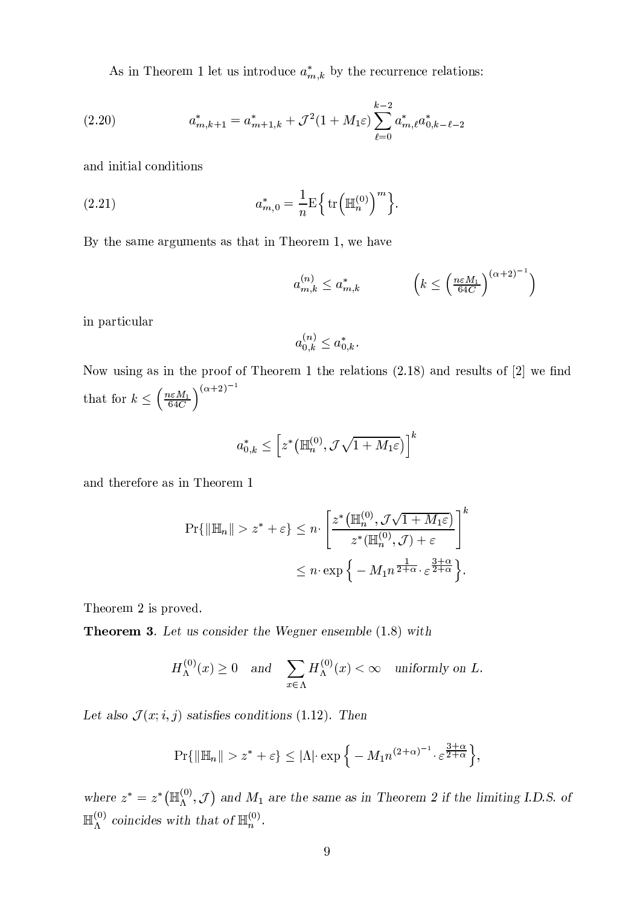As in Theorem 1 let us introduce $a^*_{m,k}$ by the recurrence relations:

$$a^*_{m,k+1} = a^*_{m+1,k} + \mathcal{J}^2(1+M_1\varepsilon)\sum_{\ell=0}^{k-2} a^*_{m,\ell}a^*_{0,k-\ell-2} \tag{2.20}$$

and initial conditions

$$a^*_{m,0} = \frac{1}{n}\mathrm{E}\Big\{\,\mathrm{tr}\Big(\mathbb{H}_n^{(0)}\Big)^m\Big\}. \tag{2.21}$$

By the same arguments as that in Theorem 1, we have

$$a^{(n)}_{m,k} \le a^*_{m,k} \qquad \Big(k \le \Big(\tfrac{n\varepsilon M_1}{64C}\Big)^{(\alpha+2)^{-1}}\Big)$$

in particular

$$a^{(n)}_{0,k} \le a^*_{0,k}.$$

Now using as in the proof of Theorem 1 the relations (2.18) and results of [2] we find that for $k \le \Big(\frac{n\varepsilon M_1}{64C}\Big)^{(\alpha+2)^{-1}}$

$$a^*_{0,k} \le \Big[z^*\big(\mathbb{H}_n^{(0)}, \mathcal{J}\sqrt{1+M_1\varepsilon}\big)\Big]^k$$

and therefore as in Theorem 1

$$\Pr\{\|\mathbb{H}_n\| > z^* + \varepsilon\} \le n\cdot\left[\frac{z^*\big(\mathbb{H}_n^{(0)}, \mathcal{J}\sqrt{1+M_1\varepsilon}\big)}{z^*\big(\mathbb{H}_n^{(0)}, \mathcal{J}\big)+\varepsilon}\right]^k$$
$$\le n\cdot\exp\Big\{-M_1 n^{\frac{1}{2+\alpha}}\cdot\varepsilon^{\frac{3+\alpha}{2+\alpha}}\Big\}.$$

Theorem 2 is proved.

**Theorem 3**. *Let us consider the Wegner ensemble (1.8) with*

$$H_\Lambda^{(0)}(x) \ge 0 \quad \text{and} \quad \sum_{x\in\Lambda} H_\Lambda^{(0)}(x) < \infty \quad \text{uniformly on } L.$$

*Let also $\mathcal{J}(x;i,j)$ satisfies conditions (1.12). Then*

$$\Pr\{\|\mathbb{H}_n\| > z^* + \varepsilon\} \le |\Lambda|\cdot\exp\Big\{-M_1 n^{(2+\alpha)^{-1}}\cdot\varepsilon^{\frac{3+\alpha}{2+\alpha}}\Big\},$$

*where $z^* = z^*\big(\mathbb{H}_\Lambda^{(0)}, \mathcal{J}\big)$ and $M_1$ are the same as in Theorem 2 if the limiting I.D.S. of $\mathbb{H}_\Lambda^{(0)}$ coincides with that of $\mathbb{H}_n^{(0)}$.*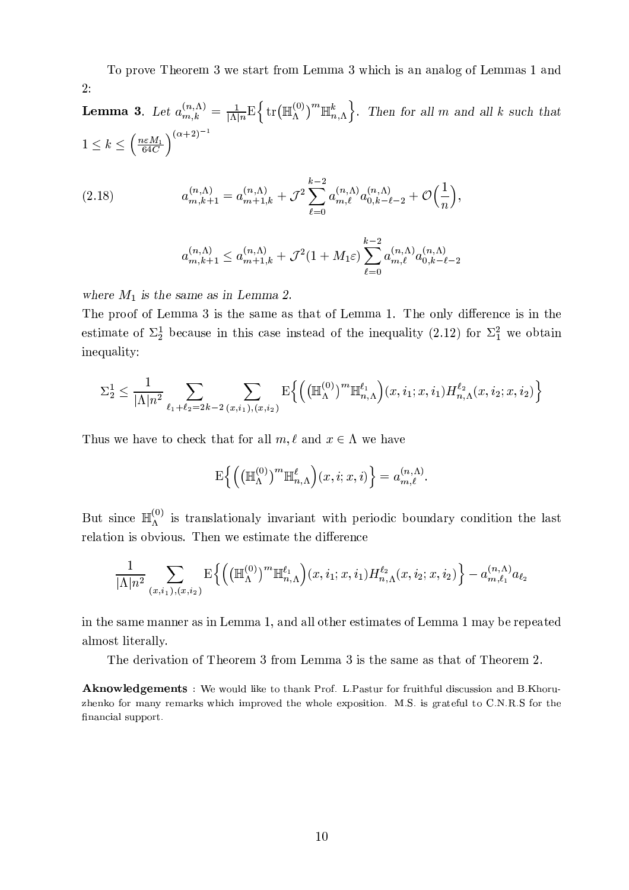To prove Theorem 3 we start from Lemma 3 which is an analog of Lemmas 1 and 2:

**Lemma 3**. *Let $a_{m,k}^{(n,\Lambda)} = \frac{1}{|\Lambda| n}\mathrm{E}\Big\{ \mathrm{tr}\big(\mathbb{H}_\Lambda^{(0)}\big)^m \mathbb{H}_{n,\Lambda}^k \Big\}$. Then for all $m$ and all $k$ such that $1 \leq k \leq \left(\frac{n\varepsilon M_1}{64C}\right)^{(\alpha+2)^{-1}}$*

$$
a_{m,k+1}^{(n,\Lambda)} = a_{m+1,k}^{(n,\Lambda)} + \mathcal{J}^2 \sum_{\ell=0}^{k-2} a_{m,\ell}^{(n,\Lambda)} a_{0,k-\ell-2}^{(n,\Lambda)} + \mathcal{O}\Big(\frac{1}{n}\Big), \tag{2.18}
$$

$$
a_{m,k+1}^{(n,\Lambda)} \leq a_{m+1,k}^{(n,\Lambda)} + \mathcal{J}^2 (1 + M_1 \varepsilon) \sum_{\ell=0}^{k-2} a_{m,\ell}^{(n,\Lambda)} a_{0,k-\ell-2}^{(n,\Lambda)}
$$

*where $M_1$ is the same as in Lemma 2.*

The proof of Lemma 3 is the same as that of Lemma 1. The only difference is in the estimate of $\Sigma_2^1$ because in this case instead of the inequality (2.12) for $\Sigma_1^2$ we obtain inequality:

$$
\Sigma_2^1 \leq \frac{1}{|\Lambda| n^2} \sum_{\ell_1+\ell_2=2k-2} \sum_{(x,i_1),(x,i_2)} \mathrm{E}\Big\{ \Big(\big(\mathbb{H}_\Lambda^{(0)}\big)^m \mathbb{H}_{n,\Lambda}^{\ell_1}\Big)(x,i_1;x,i_1) H_{n,\Lambda}^{\ell_2}(x,i_2;x,i_2) \Big\}
$$

Thus we have to check that for all $m, \ell$ and $x \in \Lambda$ we have

$$
\mathrm{E}\Big\{ \Big(\big(\mathbb{H}_\Lambda^{(0)}\big)^m \mathbb{H}_{n,\Lambda}^{\ell}\Big)(x,i;x,i) \Big\} = a_{m,\ell}^{(n,\Lambda)}.
$$

But since $\mathbb{H}_\Lambda^{(0)}$ is translationaly invariant with periodic boundary condition the last relation is obvious. Then we estimate the difference

$$
\frac{1}{|\Lambda| n^2} \sum_{(x,i_1),(x,i_2)} \mathrm{E}\Big\{ \Big(\big(\mathbb{H}_\Lambda^{(0)}\big)^m \mathbb{H}_{n,\Lambda}^{\ell_1}\Big)(x,i_1;x,i_1) H_{n,\Lambda}^{\ell_2}(x,i_2;x,i_2) \Big\} - a_{m,\ell_1}^{(n,\Lambda)} a_{\ell_2}
$$

in the same manner as in Lemma 1, and all other estimates of Lemma 1 may be repeated almost literally.

The derivation of Theorem 3 from Lemma 3 is the same as that of Theorem 2.

**Aknowledgements** : We would like to thank Prof. L.Pastur for fruithful discussion and B.Khoruzhenko for many remarks which improved the whole exposition. M.S. is grateful to C.N.R.S for the financial support.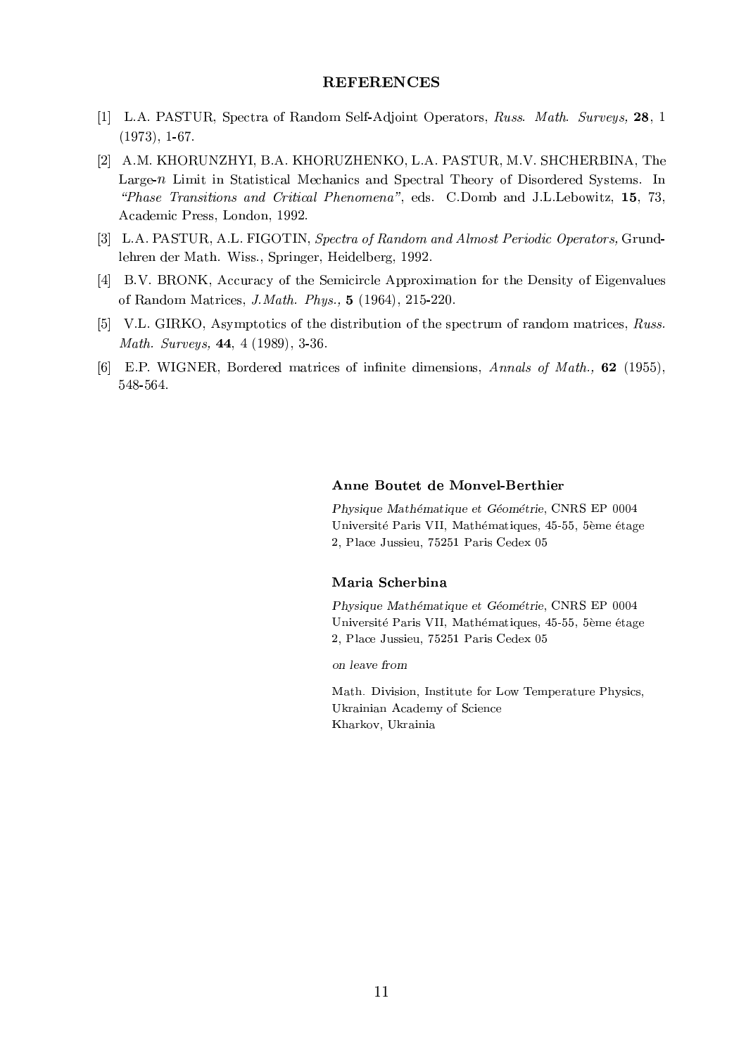## REFERENCES

[1] L.A. PASTUR, Spectra of Random Self-Adjoint Operators, *Russ. Math. Surveys,* **28**, 1 (1973), 1-67.

[2] A.M. KHORUNZHYI, B.A. KHORUZHENKO, L.A. PASTUR, M.V. SHCHERBINA, The Large-$n$ Limit in Statistical Mechanics and Spectral Theory of Disordered Systems. In *"Phase Transitions and Critical Phenomena"*, eds. C.Domb and J.L.Lebowitz, **15**, 73, Academic Press, London, 1992.

[3] L.A. PASTUR, A.L. FIGOTIN, *Spectra of Random and Almost Periodic Operators,* Grundlehren der Math. Wiss., Springer, Heidelberg, 1992.

[4] B.V. BRONK, Accuracy of the Semicircle Approximation for the Density of Eigenvalues of Random Matrices, *J.Math. Phys.,* **5** (1964), 215-220.

[5] V.L. GIRKO, Asymptotics of the distribution of the spectrum of random matrices, *Russ. Math. Surveys,* **44**, 4 (1989), 3-36.

[6] E.P. WIGNER, Bordered matrices of infinite dimensions, *Annals of Math.,* **62** (1955), 548-564.

**Anne Boutet de Monvel-Berthier**

*Physique Mathématique et Géométrie*, CNRS EP 0004
Université Paris VII, Mathématiques, 45-55, 5ème étage
2, Place Jussieu, 75251 Paris Cedex 05

**Maria Scherbina**

*Physique Mathématique et Géométrie*, CNRS EP 0004
Université Paris VII, Mathématiques, 45-55, 5ème étage
2, Place Jussieu, 75251 Paris Cedex 05

*on leave from*

Math. Division, Institute for Low Temperature Physics,
Ukrainian Academy of Science
Kharkov, Ukrainia